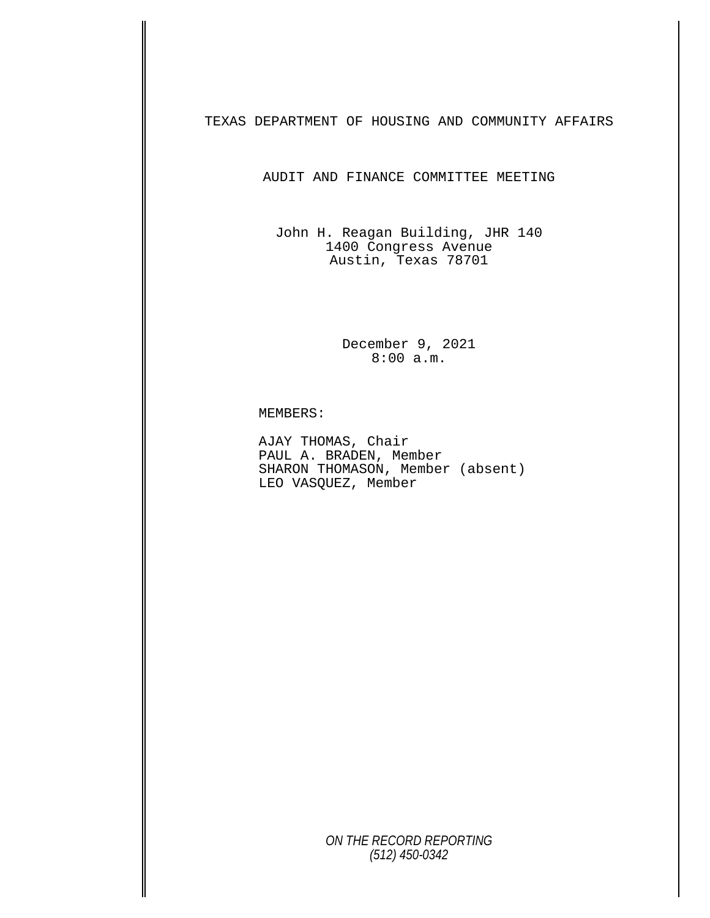# TEXAS DEPARTMENT OF HOUSING AND COMMUNITY AFFAIRS

## AUDIT AND FINANCE COMMITTEE MEETING

John H. Reagan Building, JHR 140
1400 Congress Avenue
Austin, Texas 78701

December 9, 2021
8:00 a.m.

MEMBERS:

AJAY THOMAS, Chair
PAUL A. BRADEN, Member
SHARON THOMASON, Member (absent)
LEO VASQUEZ, Member

*ON THE RECORD REPORTING*
*(512) 450-0342*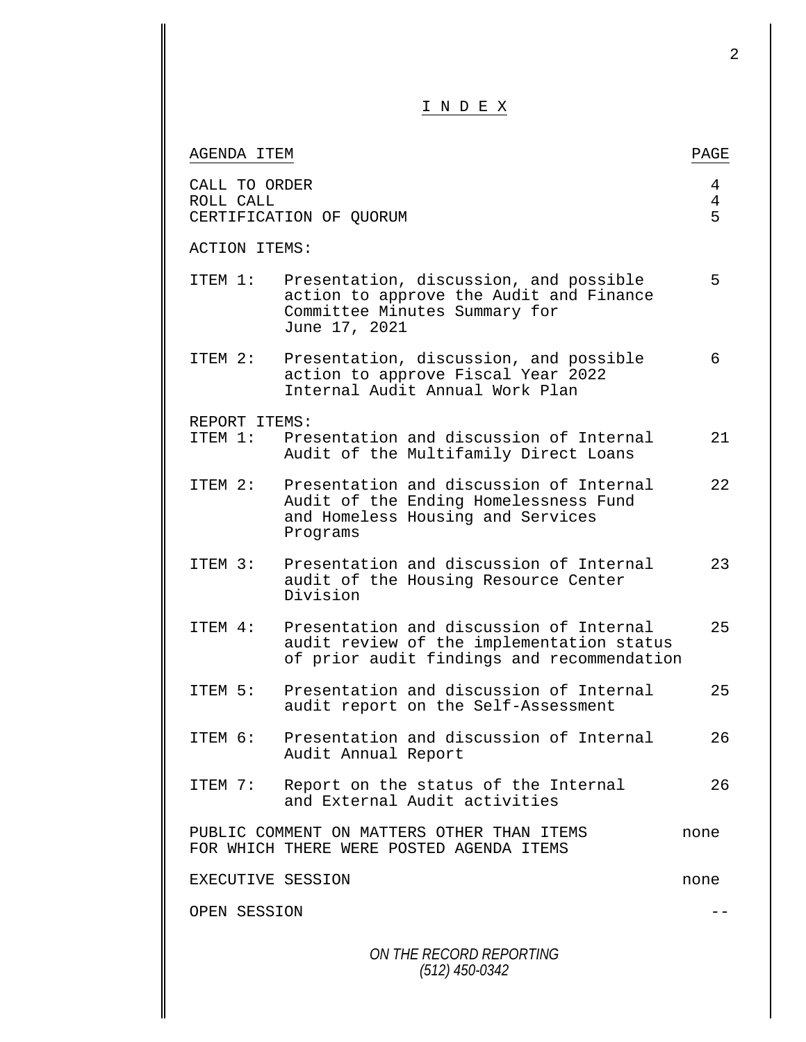# I N D E X

| AGENDA ITEM | | PAGE |
|---|---|---|
| CALL TO ORDER | | 4 |
| ROLL CALL | | 4 |
| CERTIFICATION OF QUORUM | | 5 |
| ACTION ITEMS: | | |
| ITEM 1: | Presentation, discussion, and possible action to approve the Audit and Finance Committee Minutes Summary for June 17, 2021 | 5 |
| ITEM 2: | Presentation, discussion, and possible action to approve Fiscal Year 2022 Internal Audit Annual Work Plan | 6 |
| REPORT ITEMS: | | |
| ITEM 1: | Presentation and discussion of Internal Audit of the Multifamily Direct Loans | 21 |
| ITEM 2: | Presentation and discussion of Internal Audit of the Ending Homelessness Fund and Homeless Housing and Services Programs | 22 |
| ITEM 3: | Presentation and discussion of Internal audit of the Housing Resource Center Division | 23 |
| ITEM 4: | Presentation and discussion of Internal audit review of the implementation status of prior audit findings and recommendation | 25 |
| ITEM 5: | Presentation and discussion of Internal audit report on the Self-Assessment | 25 |
| ITEM 6: | Presentation and discussion of Internal Audit Annual Report | 26 |
| ITEM 7: | Report on the status of the Internal and External Audit activities | 26 |
| PUBLIC COMMENT ON MATTERS OTHER THAN ITEMS FOR WHICH THERE WERE POSTED AGENDA ITEMS | | none |
| EXECUTIVE SESSION | | none |
| OPEN SESSION | | -- |

*ON THE RECORD REPORTING*
*(512) 450-0342*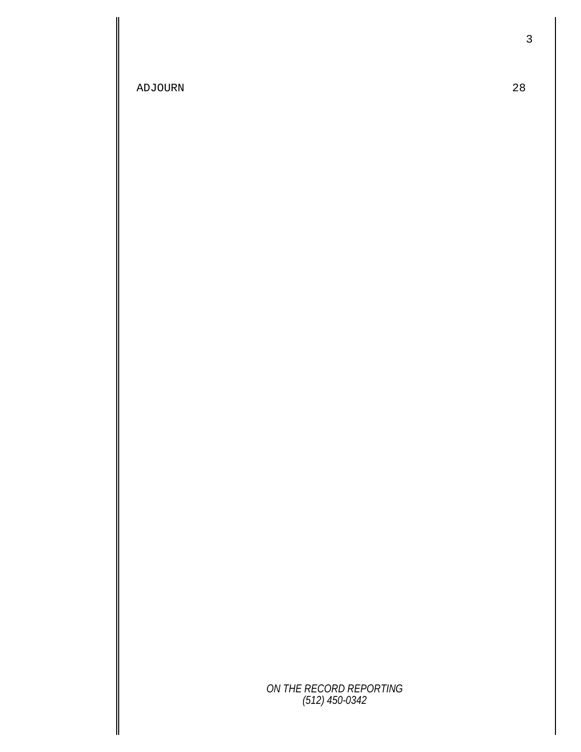ADJOURN 28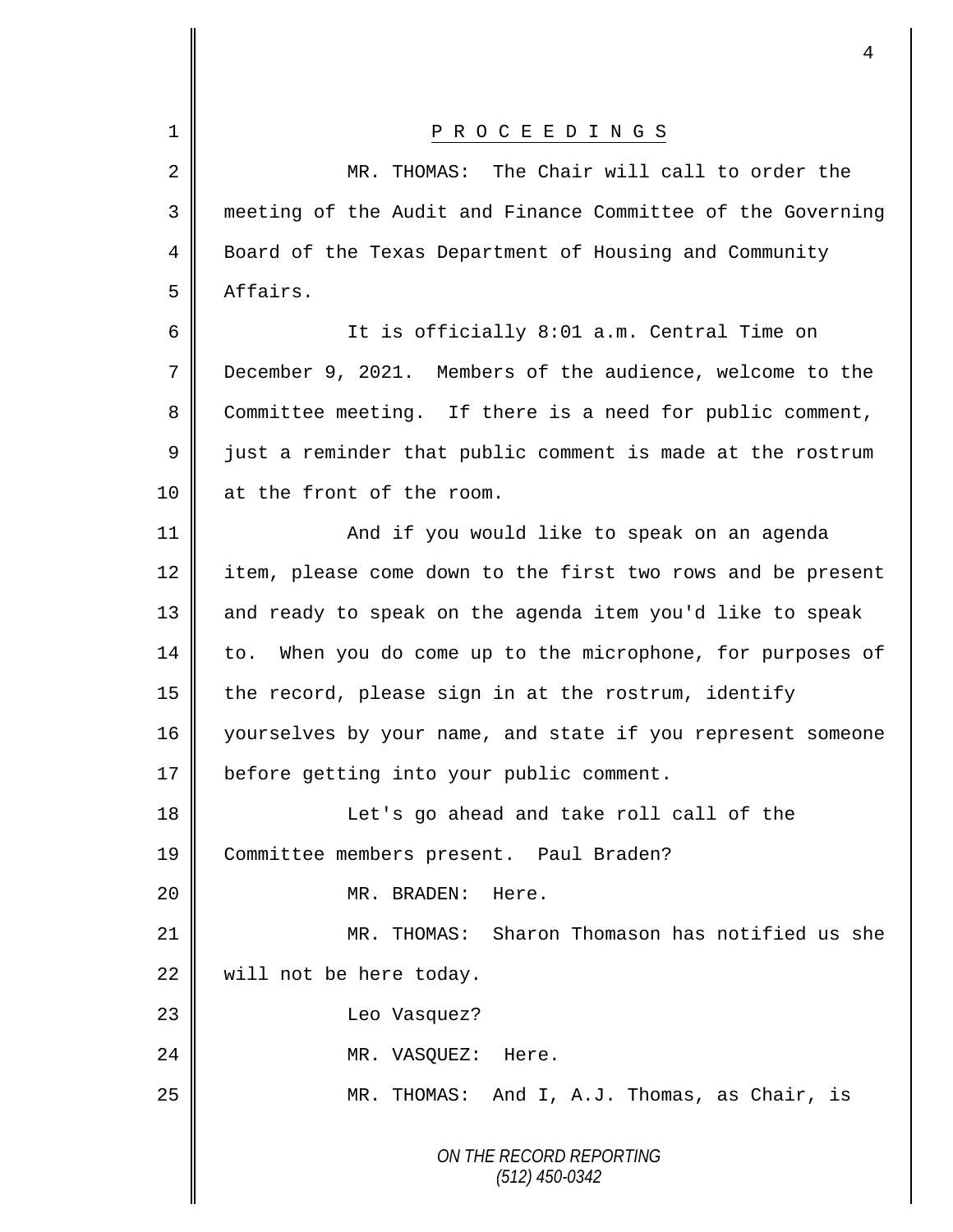PROCEEDINGS

MR. THOMAS: The Chair will call to order the meeting of the Audit and Finance Committee of the Governing Board of the Texas Department of Housing and Community Affairs.

It is officially 8:01 a.m. Central Time on December 9, 2021. Members of the audience, welcome to the Committee meeting. If there is a need for public comment, just a reminder that public comment is made at the rostrum at the front of the room.

And if you would like to speak on an agenda item, please come down to the first two rows and be present and ready to speak on the agenda item you'd like to speak to. When you do come up to the microphone, for purposes of the record, please sign in at the rostrum, identify yourselves by your name, and state if you represent someone before getting into your public comment.

Let's go ahead and take roll call of the Committee members present. Paul Braden?

MR. BRADEN: Here.

MR. THOMAS: Sharon Thomason has notified us she will not be here today.

Leo Vasquez?

MR. VASQUEZ: Here.

MR. THOMAS: And I, A.J. Thomas, as Chair, is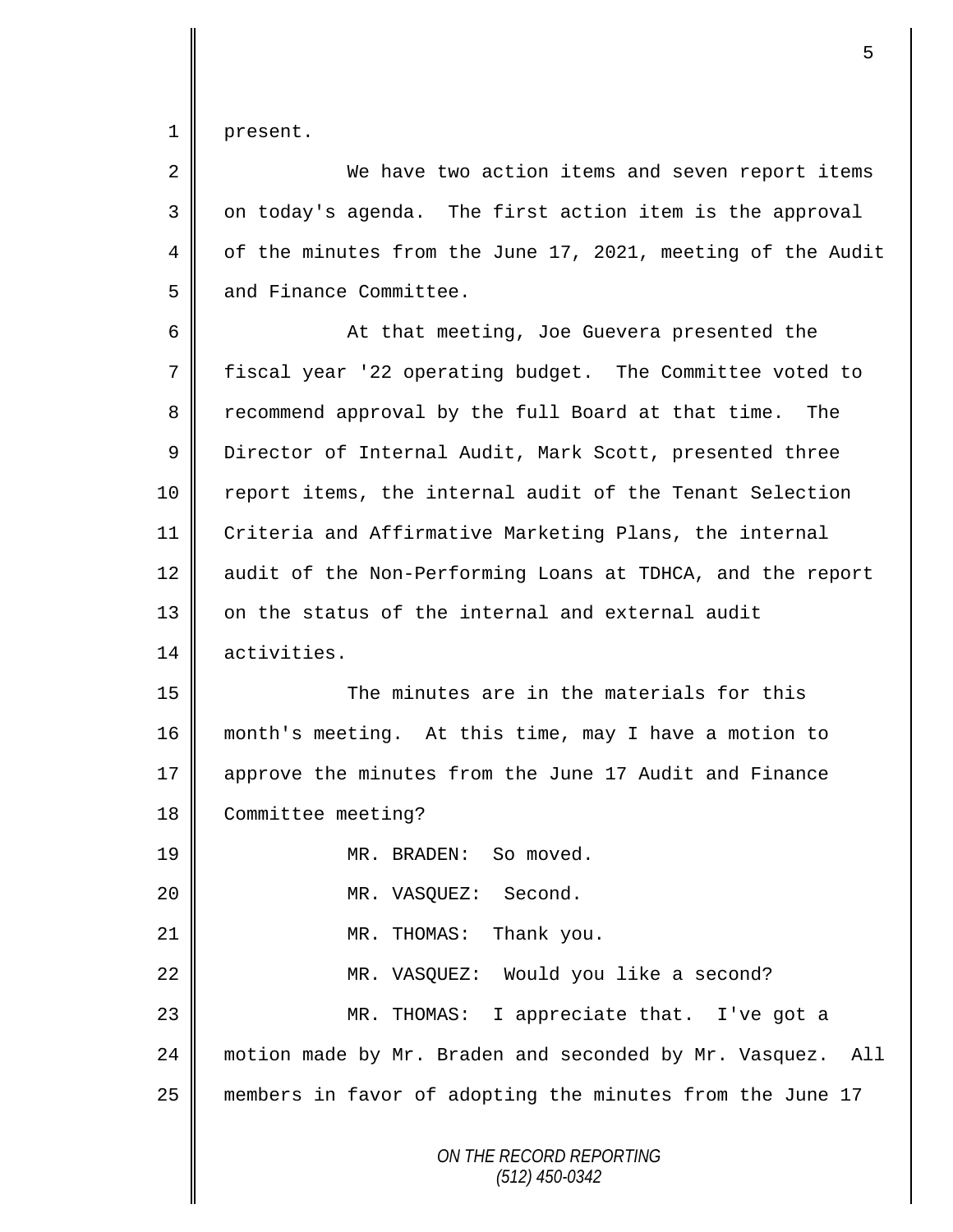present.

We have two action items and seven report items on today's agenda. The first action item is the approval of the minutes from the June 17, 2021, meeting of the Audit and Finance Committee.

At that meeting, Joe Guevera presented the fiscal year '22 operating budget. The Committee voted to recommend approval by the full Board at that time. The Director of Internal Audit, Mark Scott, presented three report items, the internal audit of the Tenant Selection Criteria and Affirmative Marketing Plans, the internal audit of the Non-Performing Loans at TDHCA, and the report on the status of the internal and external audit activities.

The minutes are in the materials for this month's meeting. At this time, may I have a motion to approve the minutes from the June 17 Audit and Finance Committee meeting?

MR. BRADEN: So moved.

MR. VASQUEZ: Second.

MR. THOMAS: Thank you.

MR. VASQUEZ: Would you like a second?

MR. THOMAS: I appreciate that. I've got a motion made by Mr. Braden and seconded by Mr. Vasquez. All members in favor of adopting the minutes from the June 17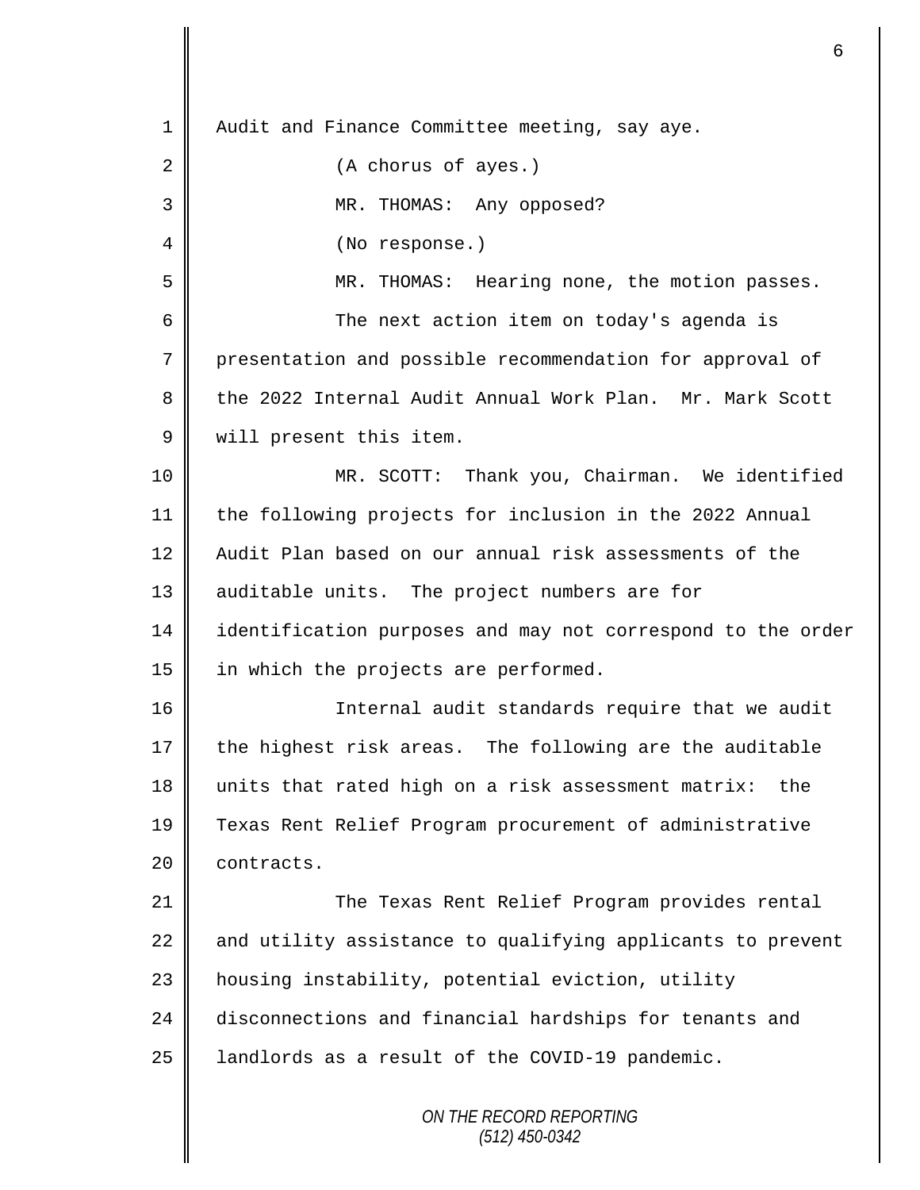Audit and Finance Committee meeting, say aye.

(A chorus of ayes.)

MR. THOMAS: Any opposed?

(No response.)

MR. THOMAS: Hearing none, the motion passes.

The next action item on today's agenda is presentation and possible recommendation for approval of the 2022 Internal Audit Annual Work Plan. Mr. Mark Scott will present this item.

MR. SCOTT: Thank you, Chairman. We identified the following projects for inclusion in the 2022 Annual Audit Plan based on our annual risk assessments of the auditable units. The project numbers are for identification purposes and may not correspond to the order in which the projects are performed.

Internal audit standards require that we audit the highest risk areas. The following are the auditable units that rated high on a risk assessment matrix: the Texas Rent Relief Program procurement of administrative contracts.

The Texas Rent Relief Program provides rental and utility assistance to qualifying applicants to prevent housing instability, potential eviction, utility disconnections and financial hardships for tenants and landlords as a result of the COVID-19 pandemic.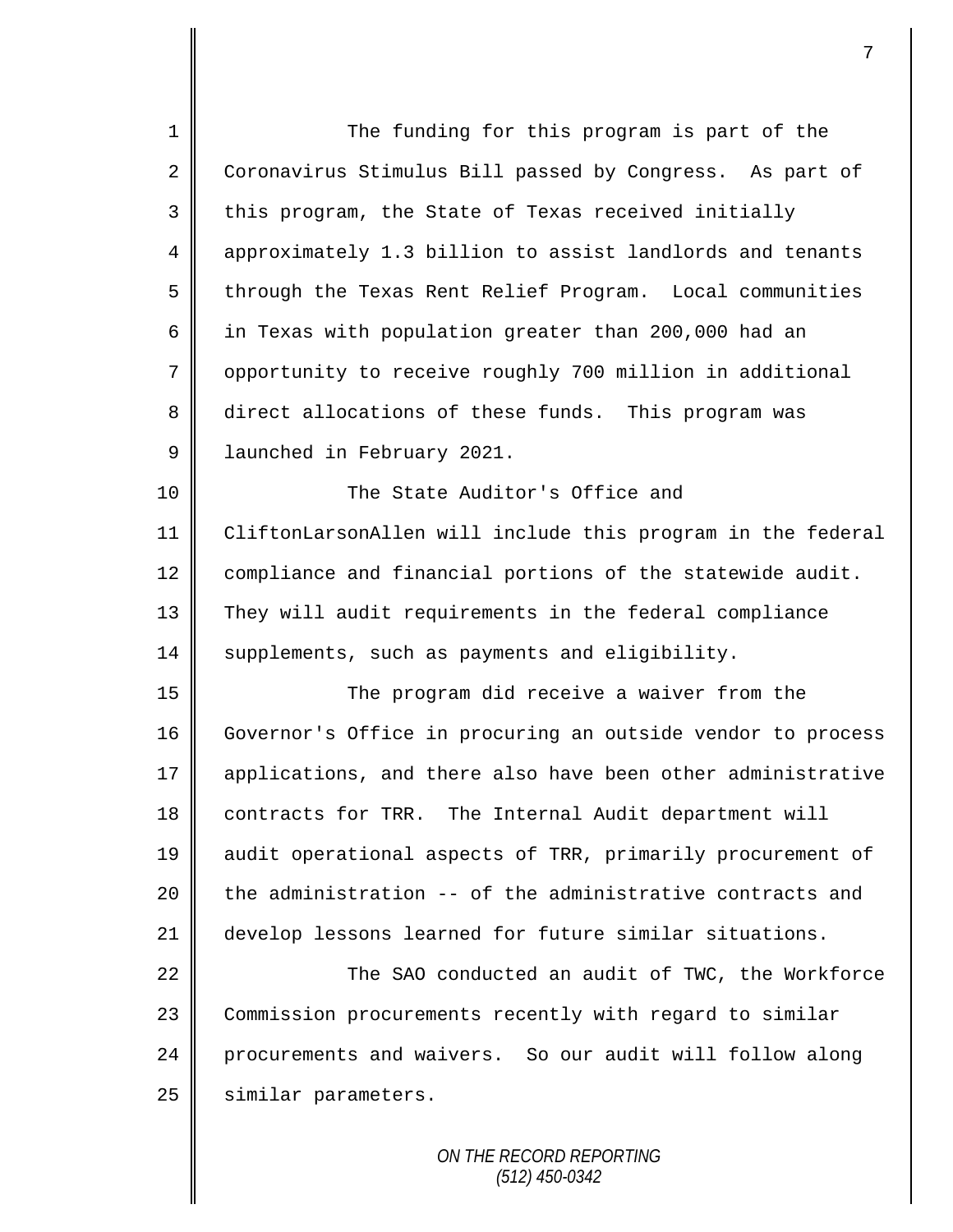The funding for this program is part of the Coronavirus Stimulus Bill passed by Congress. As part of this program, the State of Texas received initially approximately 1.3 billion to assist landlords and tenants through the Texas Rent Relief Program. Local communities in Texas with population greater than 200,000 had an opportunity to receive roughly 700 million in additional direct allocations of these funds. This program was launched in February 2021.

The State Auditor's Office and CliftonLarsonAllen will include this program in the federal compliance and financial portions of the statewide audit. They will audit requirements in the federal compliance supplements, such as payments and eligibility.

The program did receive a waiver from the Governor's Office in procuring an outside vendor to process applications, and there also have been other administrative contracts for TRR. The Internal Audit department will audit operational aspects of TRR, primarily procurement of the administration -- of the administrative contracts and develop lessons learned for future similar situations.

The SAO conducted an audit of TWC, the Workforce Commission procurements recently with regard to similar procurements and waivers. So our audit will follow along similar parameters.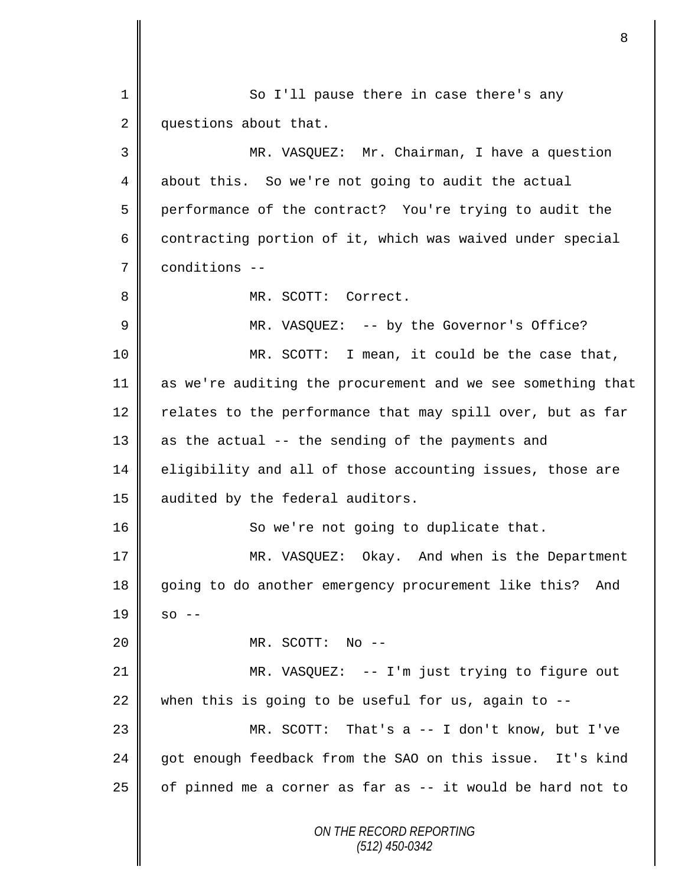So I'll pause there in case there's any questions about that.

MR. VASQUEZ: Mr. Chairman, I have a question about this. So we're not going to audit the actual performance of the contract? You're trying to audit the contracting portion of it, which was waived under special conditions --

MR. SCOTT: Correct.

MR. VASQUEZ: -- by the Governor's Office?

MR. SCOTT: I mean, it could be the case that, as we're auditing the procurement and we see something that relates to the performance that may spill over, but as far as the actual -- the sending of the payments and eligibility and all of those accounting issues, those are audited by the federal auditors.

So we're not going to duplicate that.

MR. VASQUEZ: Okay. And when is the Department going to do another emergency procurement like this? And so --

MR. SCOTT: No --

MR. VASQUEZ: -- I'm just trying to figure out when this is going to be useful for us, again to --

MR. SCOTT: That's a -- I don't know, but I've got enough feedback from the SAO on this issue. It's kind of pinned me a corner as far as -- it would be hard not to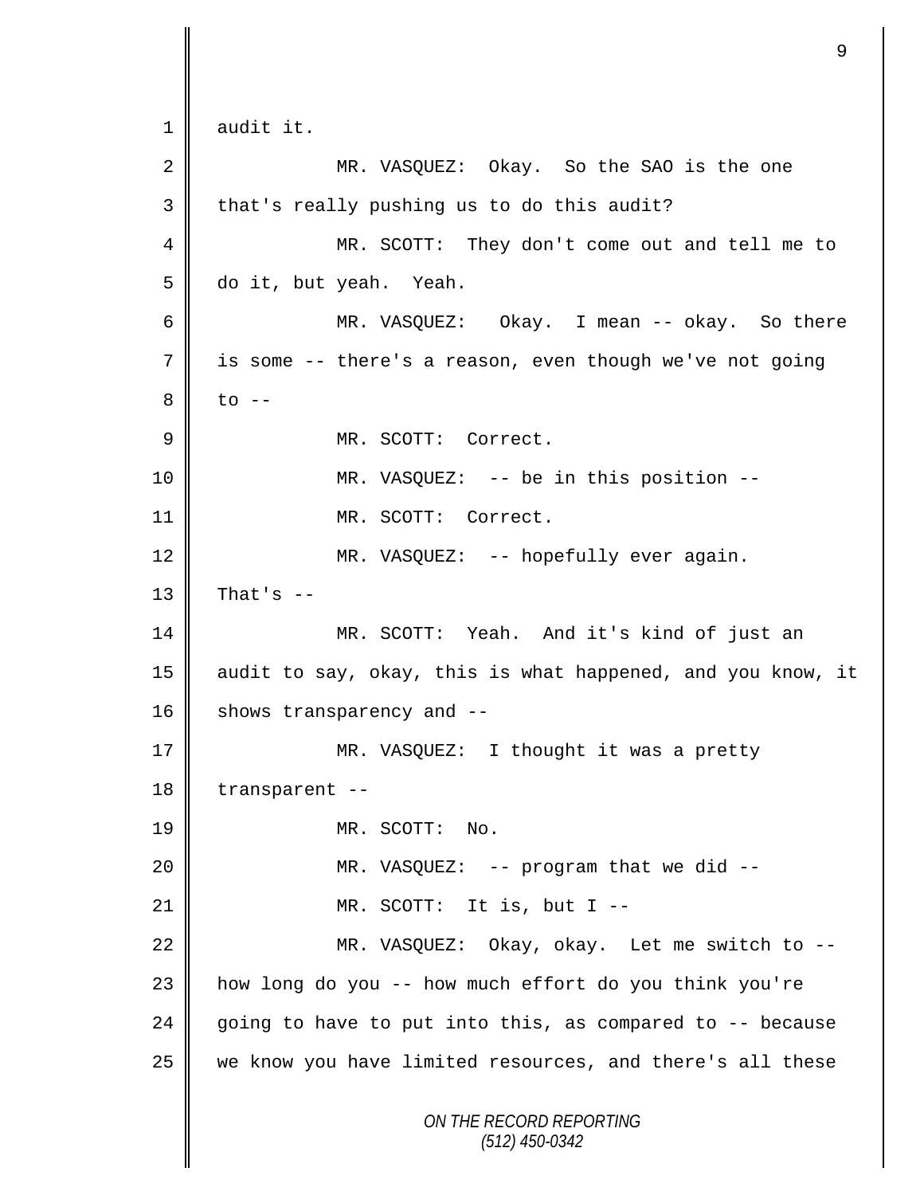audit it.

MR. VASQUEZ: Okay. So the SAO is the one that's really pushing us to do this audit?

MR. SCOTT: They don't come out and tell me to do it, but yeah. Yeah.

MR. VASQUEZ: Okay. I mean -- okay. So there is some -- there's a reason, even though we've not going to --

MR. SCOTT: Correct.

MR. VASQUEZ: -- be in this position --

MR. SCOTT: Correct.

MR. VASQUEZ: -- hopefully ever again. That's --

MR. SCOTT: Yeah. And it's kind of just an audit to say, okay, this is what happened, and you know, it shows transparency and --

MR. VASQUEZ: I thought it was a pretty transparent --

MR. SCOTT: No.

MR. VASQUEZ: -- program that we did --

MR. SCOTT: It is, but I --

MR. VASQUEZ: Okay, okay. Let me switch to -- how long do you -- how much effort do you think you're going to have to put into this, as compared to -- because we know you have limited resources, and there's all these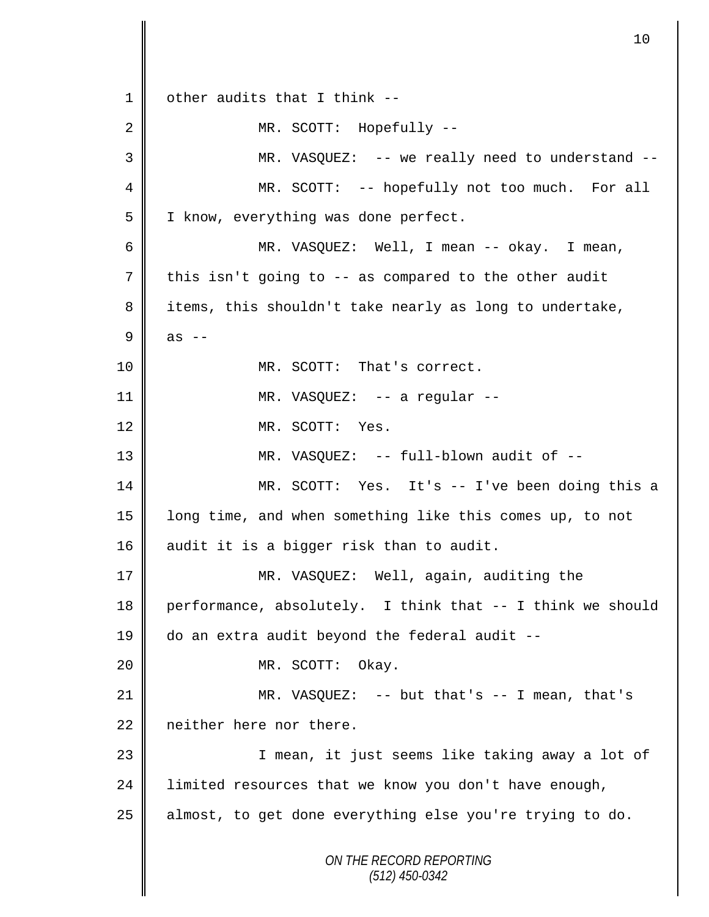other audits that I think --

MR. SCOTT: Hopefully --

MR. VASQUEZ: -- we really need to understand --

MR. SCOTT: -- hopefully not too much. For all I know, everything was done perfect.

MR. VASQUEZ: Well, I mean -- okay. I mean, this isn't going to -- as compared to the other audit items, this shouldn't take nearly as long to undertake, as --

MR. SCOTT: That's correct.

MR. VASQUEZ: -- a regular --

MR. SCOTT: Yes.

MR. VASQUEZ: -- full-blown audit of --

MR. SCOTT: Yes. It's -- I've been doing this a long time, and when something like this comes up, to not audit it is a bigger risk than to audit.

MR. VASQUEZ: Well, again, auditing the performance, absolutely. I think that -- I think we should do an extra audit beyond the federal audit --

MR. SCOTT: Okay.

MR. VASQUEZ: -- but that's -- I mean, that's neither here nor there.

I mean, it just seems like taking away a lot of limited resources that we know you don't have enough, almost, to get done everything else you're trying to do.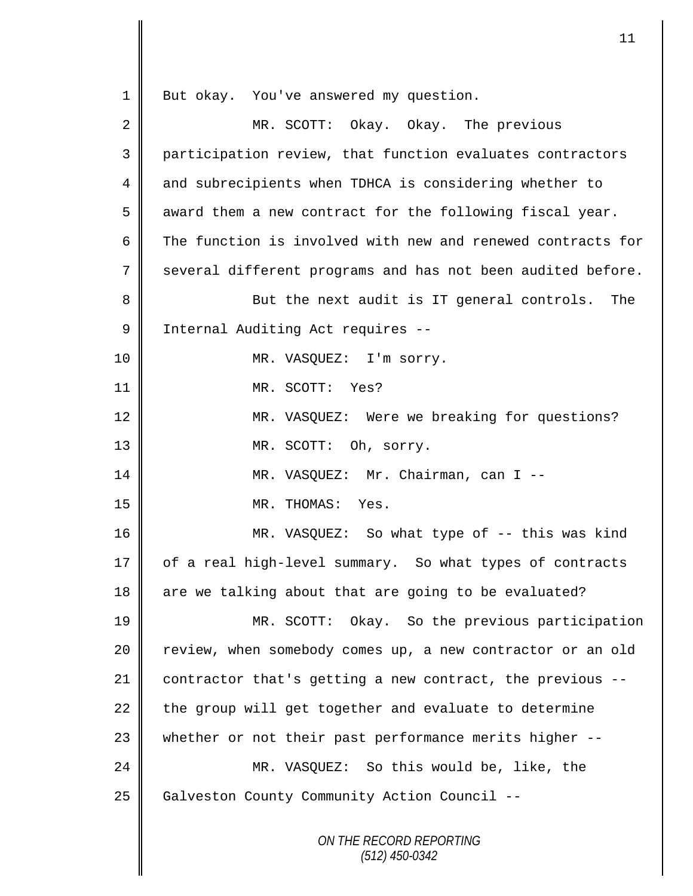But okay. You've answered my question.

MR. SCOTT: Okay. Okay. The previous participation review, that function evaluates contractors and subrecipients when TDHCA is considering whether to award them a new contract for the following fiscal year. The function is involved with new and renewed contracts for several different programs and has not been audited before.

But the next audit is IT general controls. The Internal Auditing Act requires --

MR. VASQUEZ: I'm sorry.

MR. SCOTT: Yes?

MR. VASQUEZ: Were we breaking for questions?

MR. SCOTT: Oh, sorry.

MR. VASQUEZ: Mr. Chairman, can I --

MR. THOMAS: Yes.

MR. VASQUEZ: So what type of -- this was kind of a real high-level summary. So what types of contracts are we talking about that are going to be evaluated?

MR. SCOTT: Okay. So the previous participation review, when somebody comes up, a new contractor or an old contractor that's getting a new contract, the previous -- the group will get together and evaluate to determine whether or not their past performance merits higher --

MR. VASQUEZ: So this would be, like, the Galveston County Community Action Council --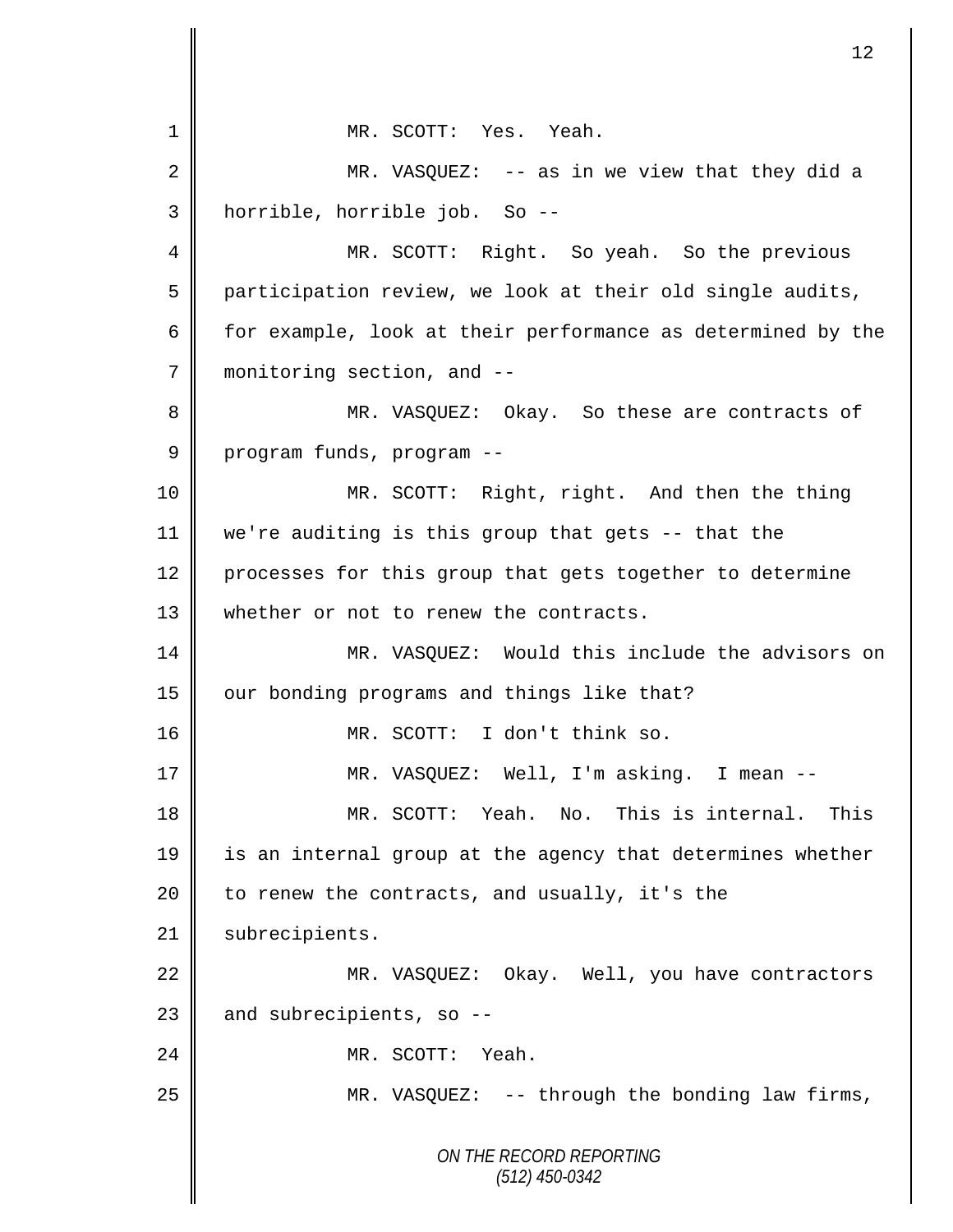MR. SCOTT: Yes. Yeah.

MR. VASQUEZ: -- as in we view that they did a horrible, horrible job. So --

MR. SCOTT: Right. So yeah. So the previous participation review, we look at their old single audits, for example, look at their performance as determined by the monitoring section, and --

MR. VASQUEZ: Okay. So these are contracts of program funds, program --

MR. SCOTT: Right, right. And then the thing we're auditing is this group that gets -- that the processes for this group that gets together to determine whether or not to renew the contracts.

MR. VASQUEZ: Would this include the advisors on our bonding programs and things like that?

MR. SCOTT: I don't think so.

MR. VASQUEZ: Well, I'm asking. I mean --

MR. SCOTT: Yeah. No. This is internal. This is an internal group at the agency that determines whether to renew the contracts, and usually, it's the subrecipients.

MR. VASQUEZ: Okay. Well, you have contractors and subrecipients, so --

MR. SCOTT: Yeah.

MR. VASQUEZ: -- through the bonding law firms,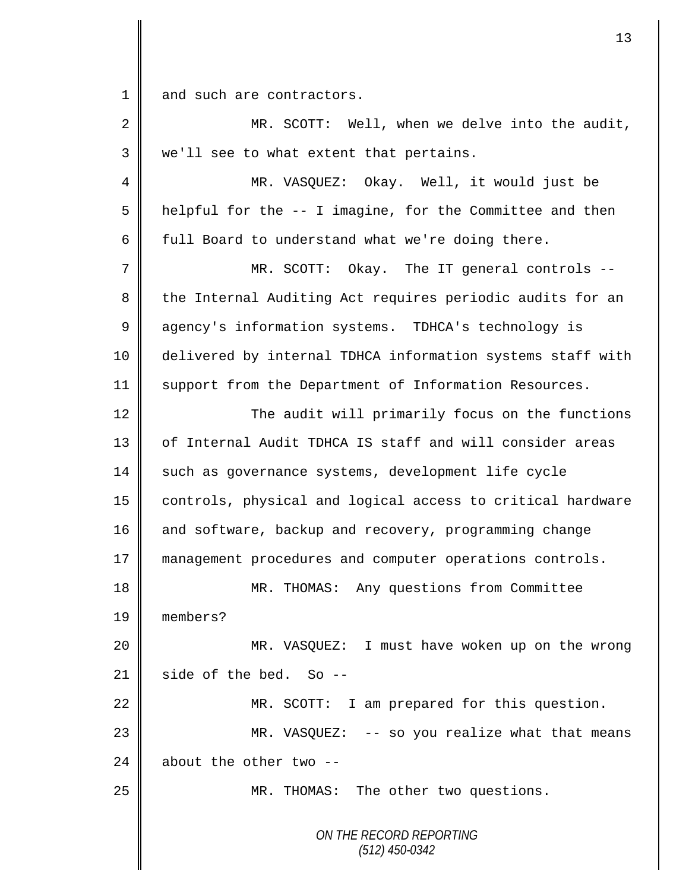and such are contractors.

MR. SCOTT: Well, when we delve into the audit, we'll see to what extent that pertains.

MR. VASQUEZ: Okay. Well, it would just be helpful for the -- I imagine, for the Committee and then full Board to understand what we're doing there.

MR. SCOTT: Okay. The IT general controls -- the Internal Auditing Act requires periodic audits for an agency's information systems. TDHCA's technology is delivered by internal TDHCA information systems staff with support from the Department of Information Resources.

The audit will primarily focus on the functions of Internal Audit TDHCA IS staff and will consider areas such as governance systems, development life cycle controls, physical and logical access to critical hardware and software, backup and recovery, programming change management procedures and computer operations controls.

MR. THOMAS: Any questions from Committee members?

MR. VASQUEZ: I must have woken up on the wrong side of the bed. So --

MR. SCOTT: I am prepared for this question.

MR. VASQUEZ: -- so you realize what that means about the other two --

MR. THOMAS: The other two questions.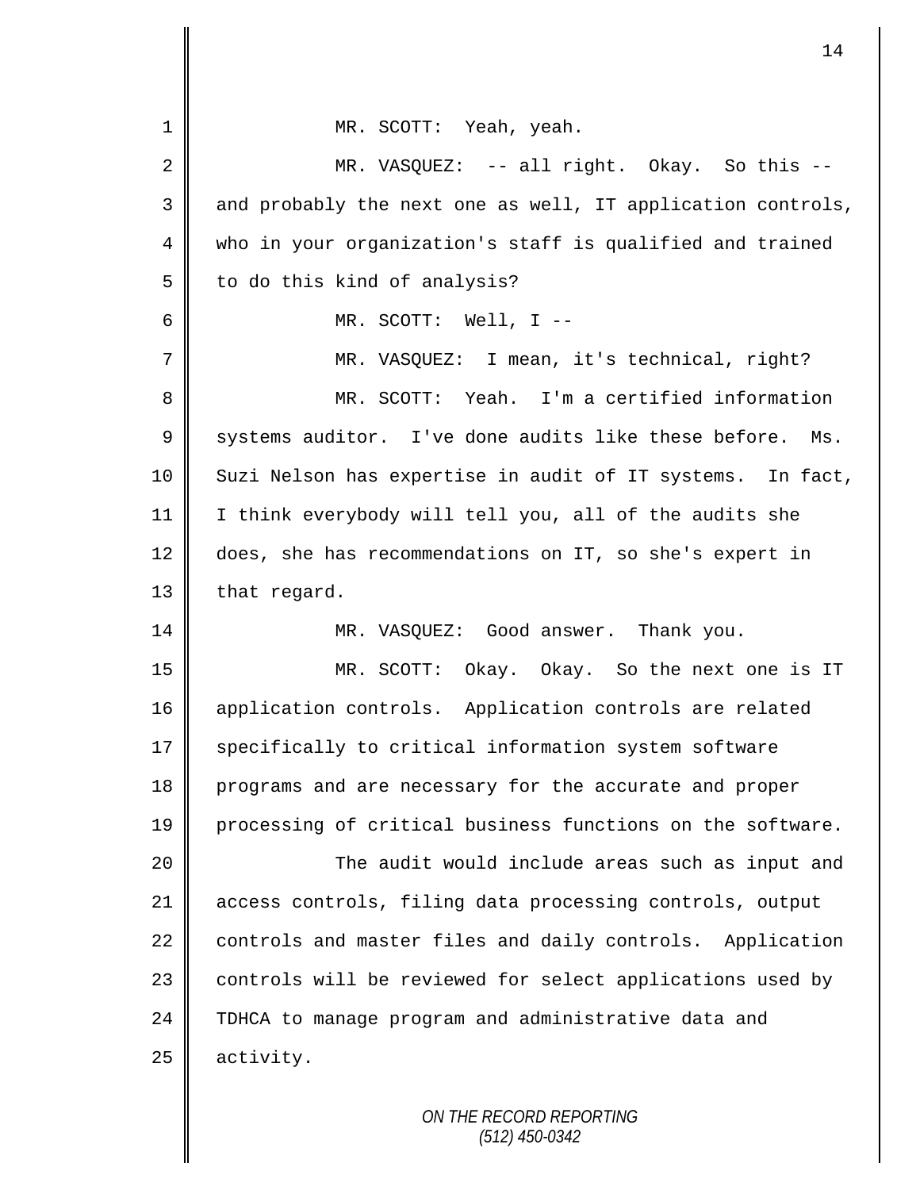MR. SCOTT: Yeah, yeah.

MR. VASQUEZ: -- all right. Okay. So this -- and probably the next one as well, IT application controls, who in your organization's staff is qualified and trained to do this kind of analysis?

MR. SCOTT: Well, I --

MR. VASQUEZ: I mean, it's technical, right?

MR. SCOTT: Yeah. I'm a certified information systems auditor. I've done audits like these before. Ms. Suzi Nelson has expertise in audit of IT systems. In fact, I think everybody will tell you, all of the audits she does, she has recommendations on IT, so she's expert in that regard.

MR. VASQUEZ: Good answer. Thank you.

MR. SCOTT: Okay. Okay. So the next one is IT application controls. Application controls are related specifically to critical information system software programs and are necessary for the accurate and proper processing of critical business functions on the software.

The audit would include areas such as input and access controls, filing data processing controls, output controls and master files and daily controls. Application controls will be reviewed for select applications used by TDHCA to manage program and administrative data and activity.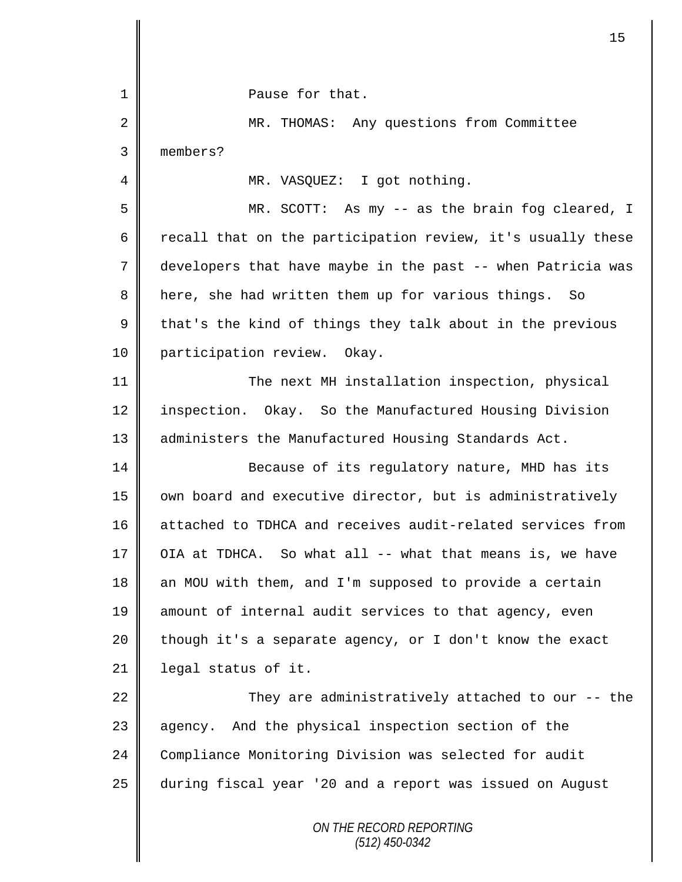Pause for that.

MR. THOMAS: Any questions from Committee members?

MR. VASQUEZ: I got nothing.

MR. SCOTT: As my -- as the brain fog cleared, I recall that on the participation review, it's usually these developers that have maybe in the past -- when Patricia was here, she had written them up for various things. So that's the kind of things they talk about in the previous participation review. Okay.

The next MH installation inspection, physical inspection. Okay. So the Manufactured Housing Division administers the Manufactured Housing Standards Act.

Because of its regulatory nature, MHD has its own board and executive director, but is administratively attached to TDHCA and receives audit-related services from OIA at TDHCA. So what all -- what that means is, we have an MOU with them, and I'm supposed to provide a certain amount of internal audit services to that agency, even though it's a separate agency, or I don't know the exact legal status of it.

They are administratively attached to our -- the agency. And the physical inspection section of the Compliance Monitoring Division was selected for audit during fiscal year '20 and a report was issued on August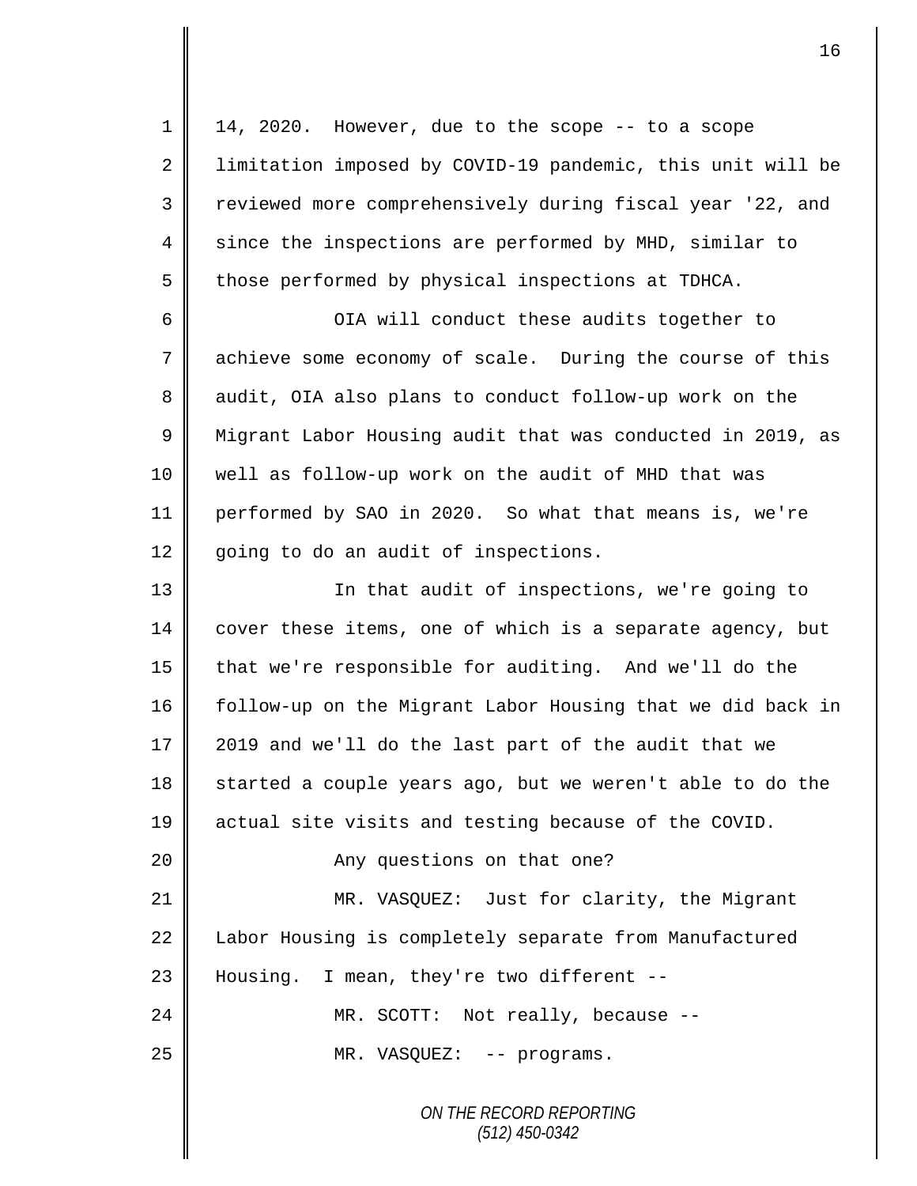14, 2020. However, due to the scope -- to a scope limitation imposed by COVID-19 pandemic, this unit will be reviewed more comprehensively during fiscal year '22, and since the inspections are performed by MHD, similar to those performed by physical inspections at TDHCA.

OIA will conduct these audits together to achieve some economy of scale. During the course of this audit, OIA also plans to conduct follow-up work on the Migrant Labor Housing audit that was conducted in 2019, as well as follow-up work on the audit of MHD that was performed by SAO in 2020. So what that means is, we're going to do an audit of inspections.

In that audit of inspections, we're going to cover these items, one of which is a separate agency, but that we're responsible for auditing. And we'll do the follow-up on the Migrant Labor Housing that we did back in 2019 and we'll do the last part of the audit that we started a couple years ago, but we weren't able to do the actual site visits and testing because of the COVID.

Any questions on that one?

MR. VASQUEZ: Just for clarity, the Migrant Labor Housing is completely separate from Manufactured Housing. I mean, they're two different --

MR. SCOTT: Not really, because --

MR. VASQUEZ: -- programs.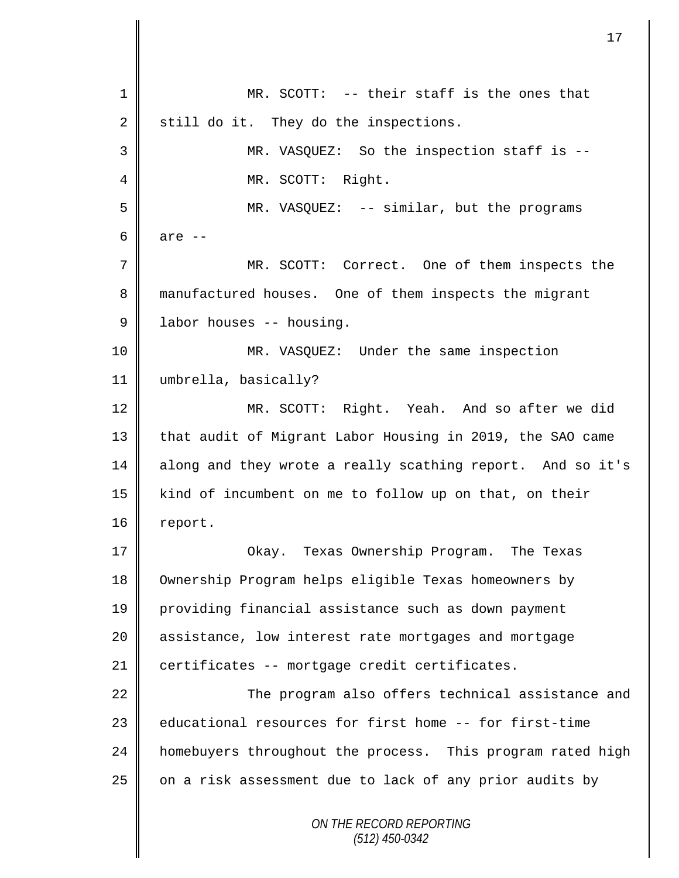MR. SCOTT: -- their staff is the ones that still do it. They do the inspections.

MR. VASQUEZ: So the inspection staff is --

MR. SCOTT: Right.

MR. VASQUEZ: -- similar, but the programs are --

MR. SCOTT: Correct. One of them inspects the manufactured houses. One of them inspects the migrant labor houses -- housing.

MR. VASQUEZ: Under the same inspection umbrella, basically?

MR. SCOTT: Right. Yeah. And so after we did that audit of Migrant Labor Housing in 2019, the SAO came along and they wrote a really scathing report. And so it's kind of incumbent on me to follow up on that, on their report.

Okay. Texas Ownership Program. The Texas Ownership Program helps eligible Texas homeowners by providing financial assistance such as down payment assistance, low interest rate mortgages and mortgage certificates -- mortgage credit certificates.

The program also offers technical assistance and educational resources for first home -- for first-time homebuyers throughout the process. This program rated high on a risk assessment due to lack of any prior audits by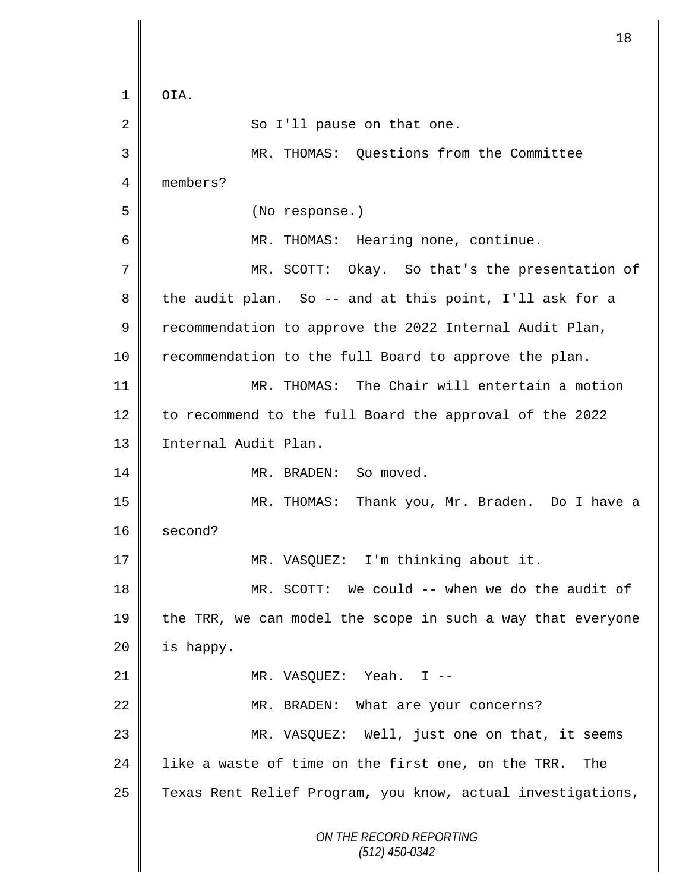1 OIA.

2 So I'll pause on that one.

3 MR. THOMAS: Questions from the Committee

4 members?

5 (No response.)

6 MR. THOMAS: Hearing none, continue.

7 MR. SCOTT: Okay. So that's the presentation of

8 the audit plan. So -- and at this point, I'll ask for a

9 recommendation to approve the 2022 Internal Audit Plan,

10 recommendation to the full Board to approve the plan.

11 MR. THOMAS: The Chair will entertain a motion

12 to recommend to the full Board the approval of the 2022

13 Internal Audit Plan.

14 MR. BRADEN: So moved.

15 MR. THOMAS: Thank you, Mr. Braden. Do I have a

16 second?

17 MR. VASQUEZ: I'm thinking about it.

18 MR. SCOTT: We could -- when we do the audit of

19 the TRR, we can model the scope in such a way that everyone

20 is happy.

21 MR. VASQUEZ: Yeah. I --

22 MR. BRADEN: What are your concerns?

23 MR. VASQUEZ: Well, just one on that, it seems

24 like a waste of time on the first one, on the TRR. The

25 Texas Rent Relief Program, you know, actual investigations,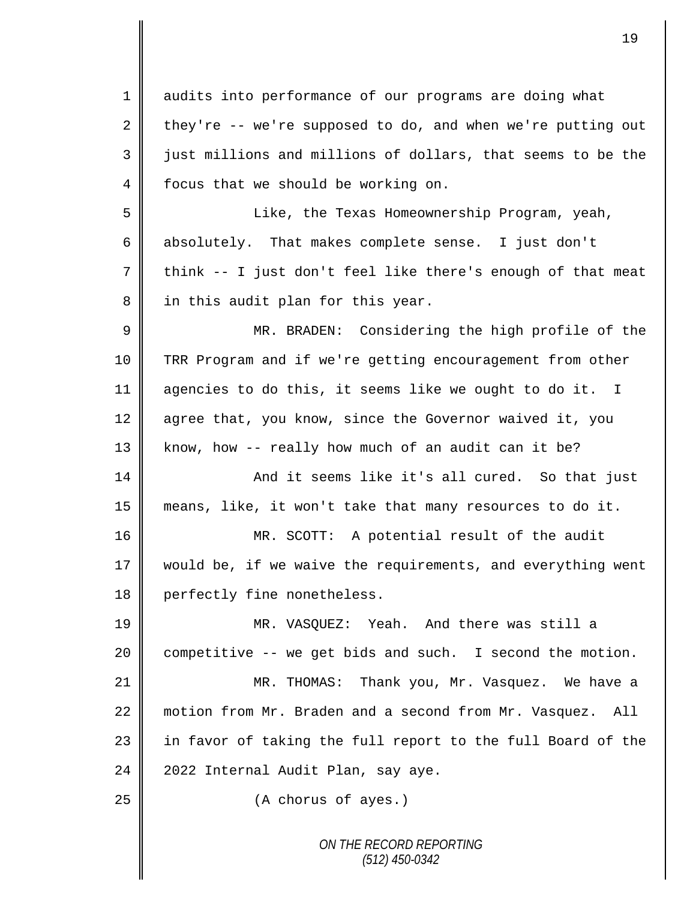audits into performance of our programs are doing what they're -- we're supposed to do, and when we're putting out just millions and millions of dollars, that seems to be the focus that we should be working on.

Like, the Texas Homeownership Program, yeah, absolutely. That makes complete sense. I just don't think -- I just don't feel like there's enough of that meat in this audit plan for this year.

MR. BRADEN: Considering the high profile of the TRR Program and if we're getting encouragement from other agencies to do this, it seems like we ought to do it. I agree that, you know, since the Governor waived it, you know, how -- really how much of an audit can it be?

And it seems like it's all cured. So that just means, like, it won't take that many resources to do it.

MR. SCOTT: A potential result of the audit would be, if we waive the requirements, and everything went perfectly fine nonetheless.

MR. VASQUEZ: Yeah. And there was still a competitive -- we get bids and such. I second the motion.

MR. THOMAS: Thank you, Mr. Vasquez. We have a motion from Mr. Braden and a second from Mr. Vasquez. All in favor of taking the full report to the full Board of the 2022 Internal Audit Plan, say aye.

(A chorus of ayes.)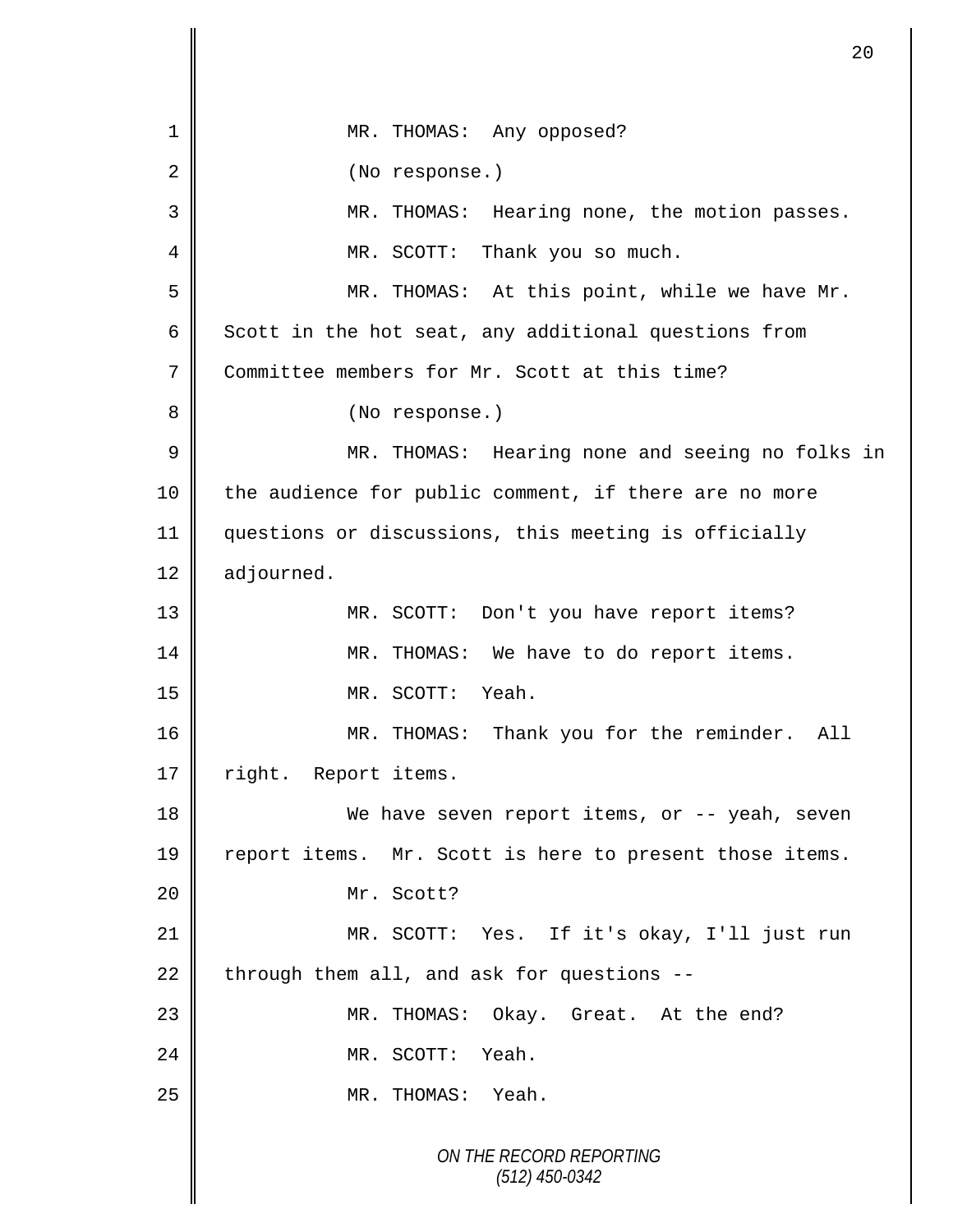MR. THOMAS: Any opposed?

(No response.)

MR. THOMAS: Hearing none, the motion passes.

MR. SCOTT: Thank you so much.

MR. THOMAS: At this point, while we have Mr. Scott in the hot seat, any additional questions from Committee members for Mr. Scott at this time?

(No response.)

MR. THOMAS: Hearing none and seeing no folks in the audience for public comment, if there are no more questions or discussions, this meeting is officially adjourned.

MR. SCOTT: Don't you have report items?

MR. THOMAS: We have to do report items.

MR. SCOTT: Yeah.

MR. THOMAS: Thank you for the reminder. All right. Report items.

We have seven report items, or -- yeah, seven report items. Mr. Scott is here to present those items.

Mr. Scott?

MR. SCOTT: Yes. If it's okay, I'll just run through them all, and ask for questions --

MR. THOMAS: Okay. Great. At the end?

MR. SCOTT: Yeah.

MR. THOMAS: Yeah.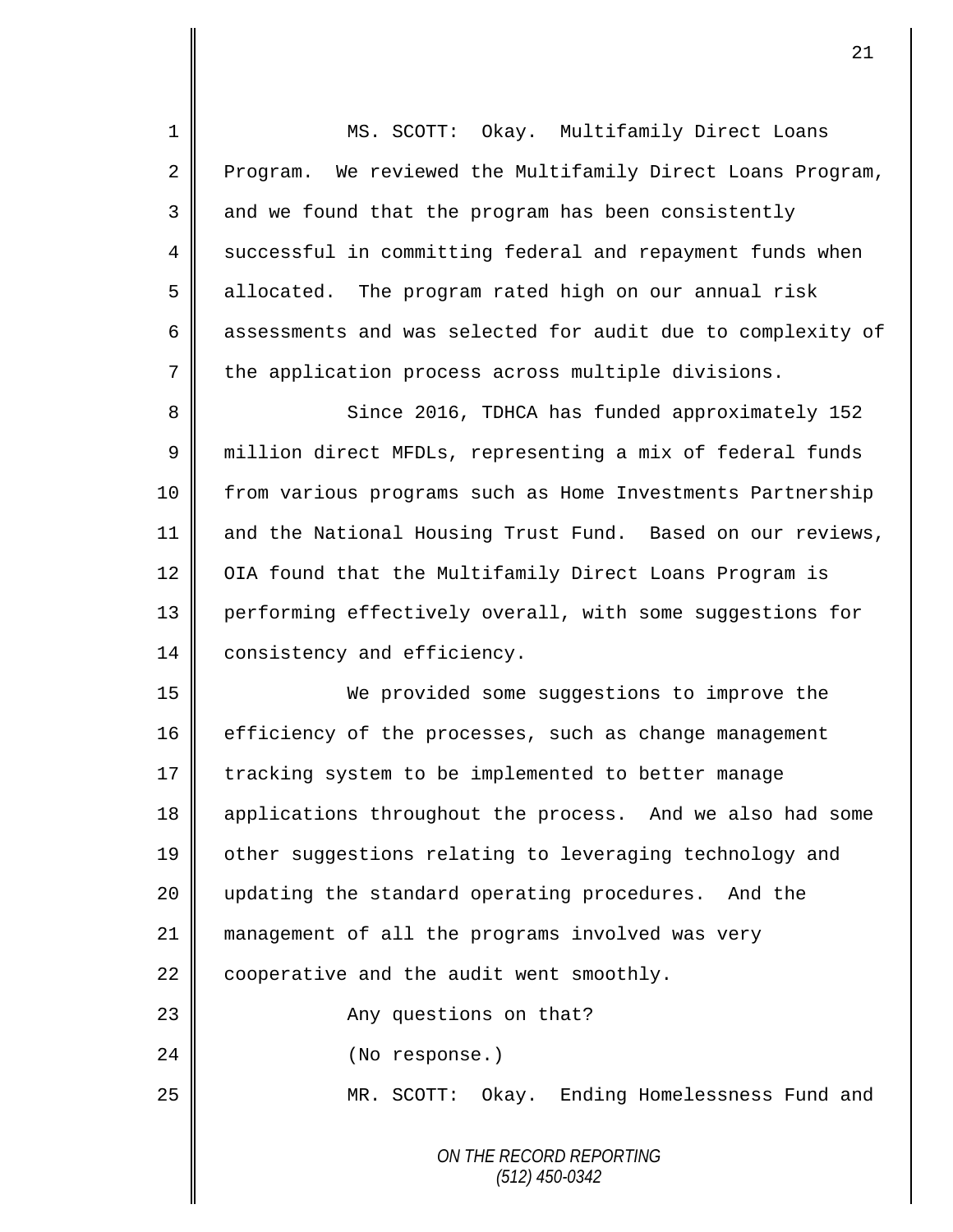MS. SCOTT: Okay. Multifamily Direct Loans Program. We reviewed the Multifamily Direct Loans Program, and we found that the program has been consistently successful in committing federal and repayment funds when allocated. The program rated high on our annual risk assessments and was selected for audit due to complexity of the application process across multiple divisions.

Since 2016, TDHCA has funded approximately 152 million direct MFDLs, representing a mix of federal funds from various programs such as Home Investments Partnership and the National Housing Trust Fund. Based on our reviews, OIA found that the Multifamily Direct Loans Program is performing effectively overall, with some suggestions for consistency and efficiency.

We provided some suggestions to improve the efficiency of the processes, such as change management tracking system to be implemented to better manage applications throughout the process. And we also had some other suggestions relating to leveraging technology and updating the standard operating procedures. And the management of all the programs involved was very cooperative and the audit went smoothly.

Any questions on that?

(No response.)

MR. SCOTT: Okay. Ending Homelessness Fund and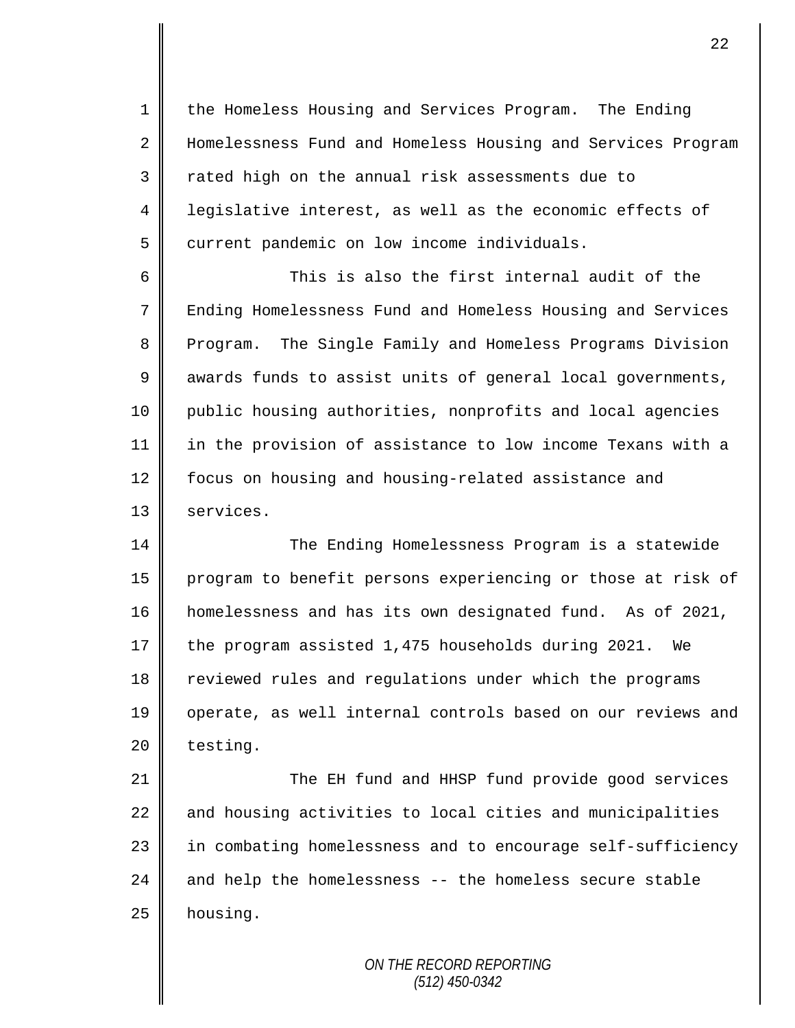the Homeless Housing and Services Program. The Ending Homelessness Fund and Homeless Housing and Services Program rated high on the annual risk assessments due to legislative interest, as well as the economic effects of current pandemic on low income individuals.

This is also the first internal audit of the Ending Homelessness Fund and Homeless Housing and Services Program. The Single Family and Homeless Programs Division awards funds to assist units of general local governments, public housing authorities, nonprofits and local agencies in the provision of assistance to low income Texans with a focus on housing and housing-related assistance and services.

The Ending Homelessness Program is a statewide program to benefit persons experiencing or those at risk of homelessness and has its own designated fund. As of 2021, the program assisted 1,475 households during 2021. We reviewed rules and regulations under which the programs operate, as well internal controls based on our reviews and testing.

The EH fund and HHSP fund provide good services and housing activities to local cities and municipalities in combating homelessness and to encourage self-sufficiency and help the homelessness -- the homeless secure stable housing.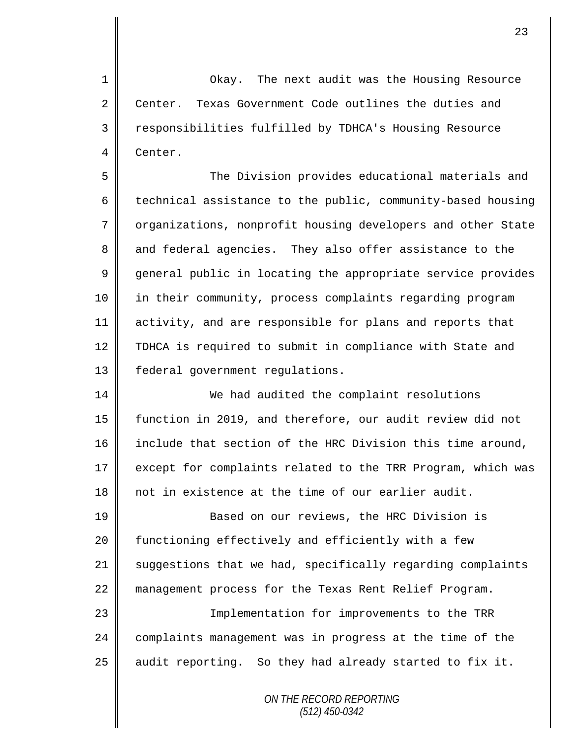Okay. The next audit was the Housing Resource Center. Texas Government Code outlines the duties and responsibilities fulfilled by TDHCA's Housing Resource Center.

The Division provides educational materials and technical assistance to the public, community-based housing organizations, nonprofit housing developers and other State and federal agencies. They also offer assistance to the general public in locating the appropriate service provides in their community, process complaints regarding program activity, and are responsible for plans and reports that TDHCA is required to submit in compliance with State and federal government regulations.

We had audited the complaint resolutions function in 2019, and therefore, our audit review did not include that section of the HRC Division this time around, except for complaints related to the TRR Program, which was not in existence at the time of our earlier audit.

Based on our reviews, the HRC Division is functioning effectively and efficiently with a few suggestions that we had, specifically regarding complaints management process for the Texas Rent Relief Program.

Implementation for improvements to the TRR complaints management was in progress at the time of the audit reporting. So they had already started to fix it.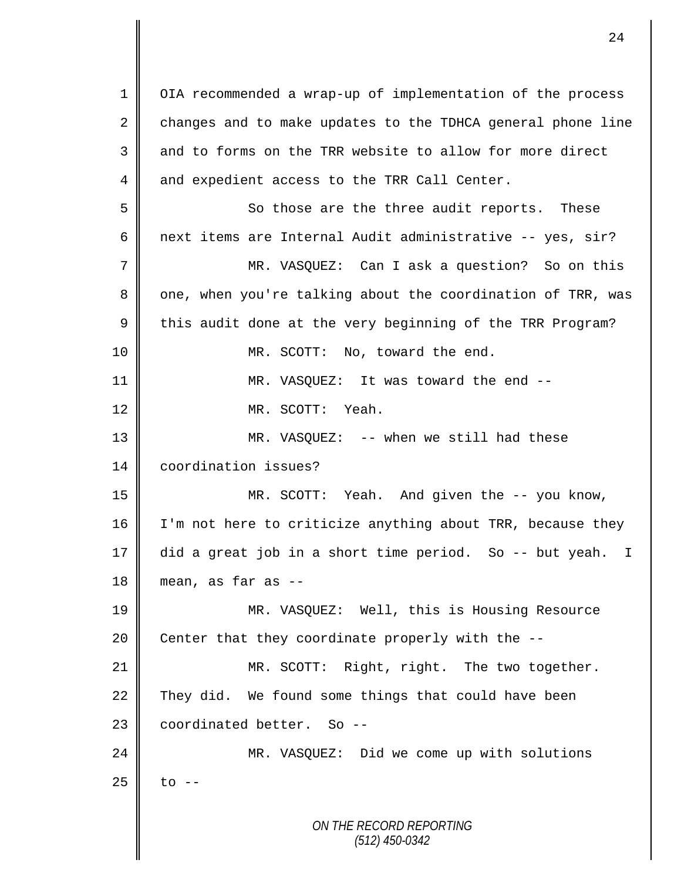OIA recommended a wrap-up of implementation of the process changes and to make updates to the TDHCA general phone line and to forms on the TRR website to allow for more direct and expedient access to the TRR Call Center.

So those are the three audit reports. These next items are Internal Audit administrative -- yes, sir?

MR. VASQUEZ: Can I ask a question? So on this one, when you're talking about the coordination of TRR, was this audit done at the very beginning of the TRR Program?

MR. SCOTT: No, toward the end.

MR. VASQUEZ: It was toward the end --

MR. SCOTT: Yeah.

MR. VASQUEZ: -- when we still had these coordination issues?

MR. SCOTT: Yeah. And given the -- you know, I'm not here to criticize anything about TRR, because they did a great job in a short time period. So -- but yeah. I mean, as far as --

MR. VASQUEZ: Well, this is Housing Resource Center that they coordinate properly with the --

MR. SCOTT: Right, right. The two together. They did. We found some things that could have been coordinated better. So --

MR. VASQUEZ: Did we come up with solutions to --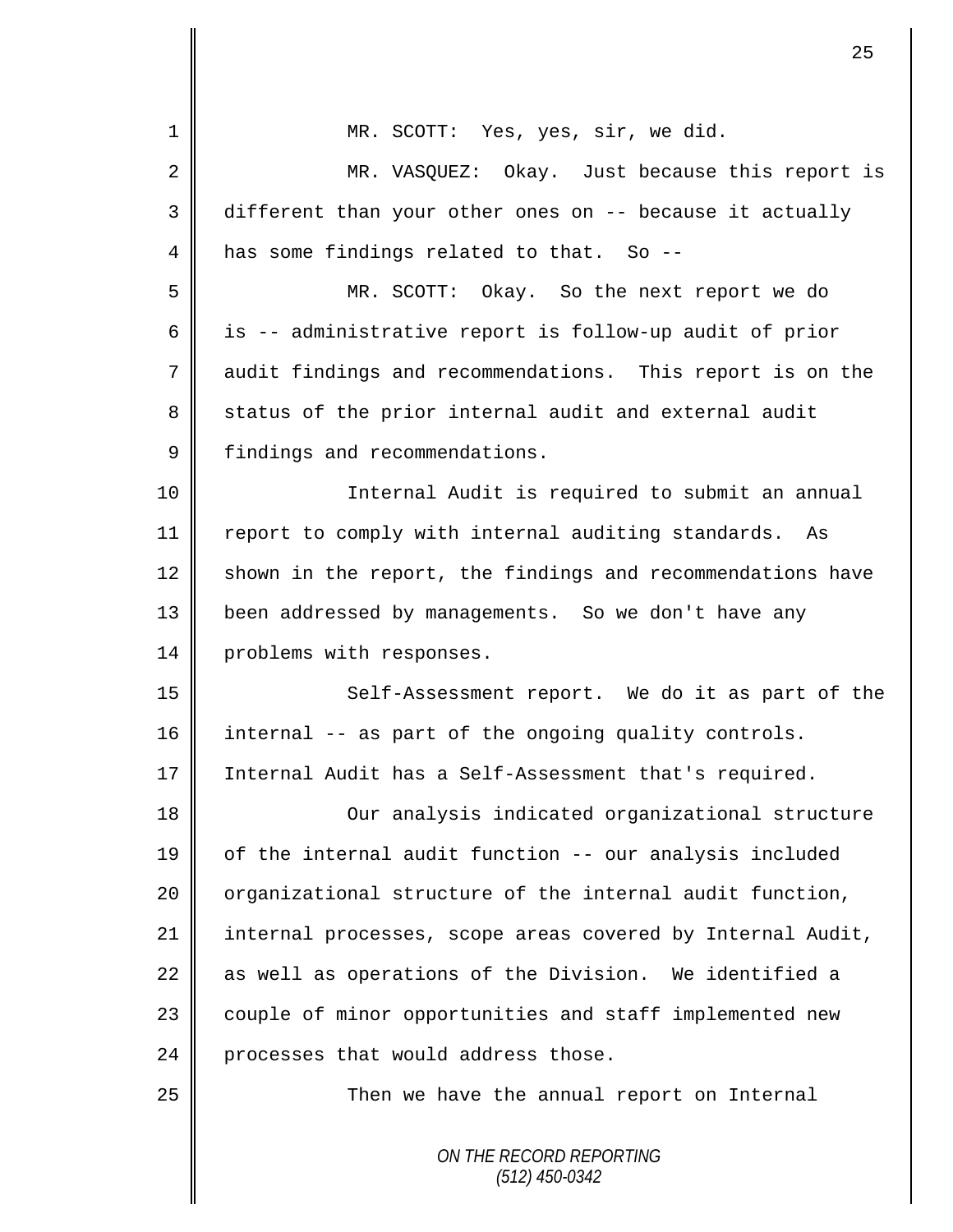MR. SCOTT: Yes, yes, sir, we did.

MR. VASQUEZ: Okay. Just because this report is different than your other ones on -- because it actually has some findings related to that. So --

MR. SCOTT: Okay. So the next report we do is -- administrative report is follow-up audit of prior audit findings and recommendations. This report is on the status of the prior internal audit and external audit findings and recommendations.

Internal Audit is required to submit an annual report to comply with internal auditing standards. As shown in the report, the findings and recommendations have been addressed by managements. So we don't have any problems with responses.

Self-Assessment report. We do it as part of the internal -- as part of the ongoing quality controls. Internal Audit has a Self-Assessment that's required.

Our analysis indicated organizational structure of the internal audit function -- our analysis included organizational structure of the internal audit function, internal processes, scope areas covered by Internal Audit, as well as operations of the Division. We identified a couple of minor opportunities and staff implemented new processes that would address those.

Then we have the annual report on Internal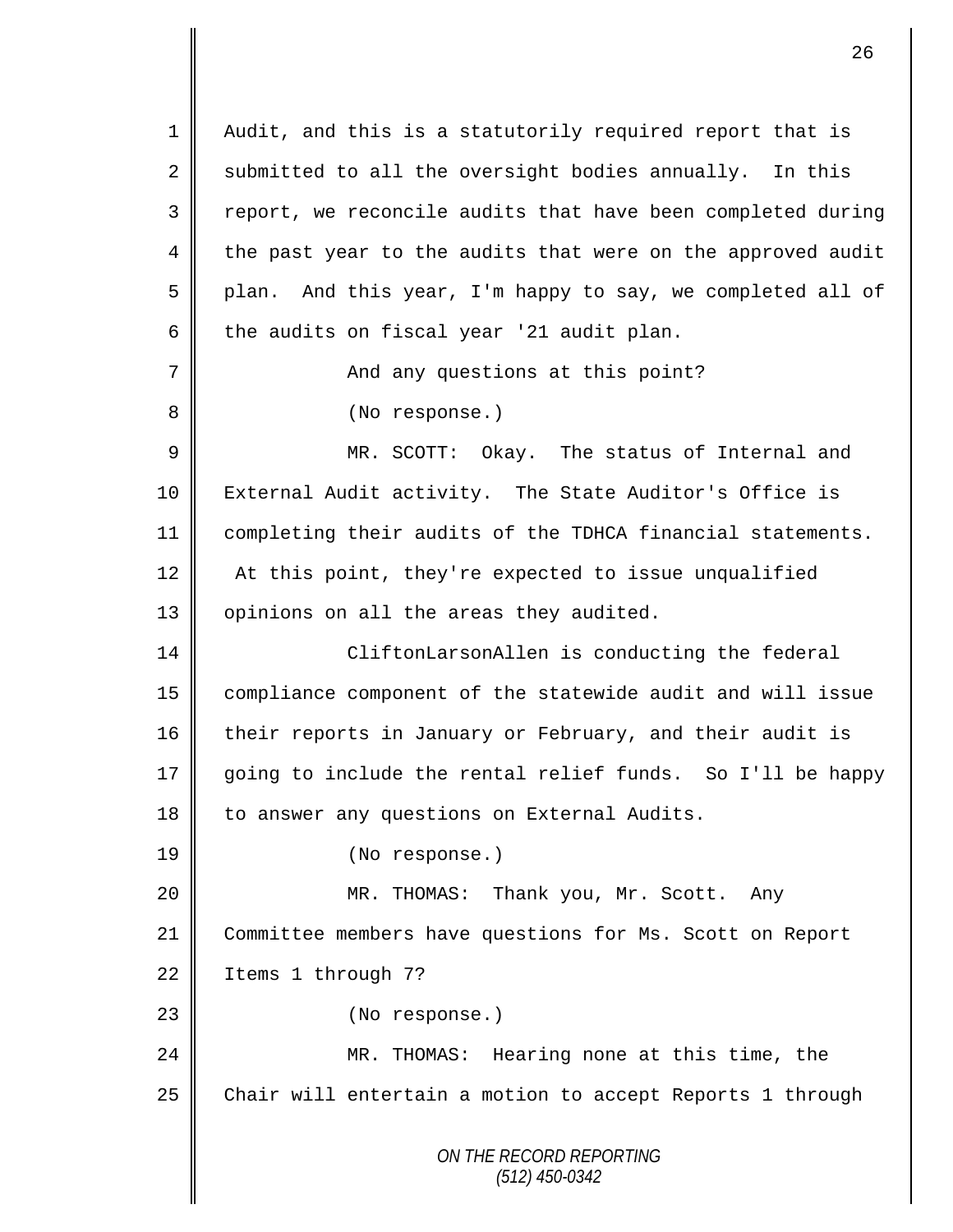Audit, and this is a statutorily required report that is submitted to all the oversight bodies annually. In this report, we reconcile audits that have been completed during the past year to the audits that were on the approved audit plan. And this year, I'm happy to say, we completed all of the audits on fiscal year '21 audit plan.

And any questions at this point?

(No response.)

MR. SCOTT: Okay. The status of Internal and External Audit activity. The State Auditor's Office is completing their audits of the TDHCA financial statements. At this point, they're expected to issue unqualified opinions on all the areas they audited.

CliftonLarsonAllen is conducting the federal compliance component of the statewide audit and will issue their reports in January or February, and their audit is going to include the rental relief funds. So I'll be happy to answer any questions on External Audits.

(No response.)

MR. THOMAS: Thank you, Mr. Scott. Any Committee members have questions for Ms. Scott on Report Items 1 through 7?

(No response.)

MR. THOMAS: Hearing none at this time, the Chair will entertain a motion to accept Reports 1 through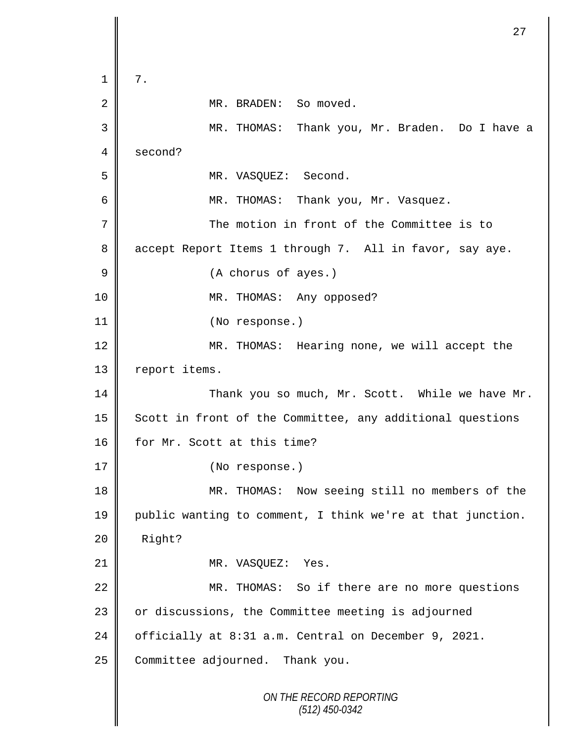7.

MR. BRADEN: So moved.

MR. THOMAS: Thank you, Mr. Braden. Do I have a second?

MR. VASQUEZ: Second.

MR. THOMAS: Thank you, Mr. Vasquez.

The motion in front of the Committee is to accept Report Items 1 through 7. All in favor, say aye.

(A chorus of ayes.)

MR. THOMAS: Any opposed?

(No response.)

MR. THOMAS: Hearing none, we will accept the report items.

Thank you so much, Mr. Scott. While we have Mr. Scott in front of the Committee, any additional questions for Mr. Scott at this time?

(No response.)

MR. THOMAS: Now seeing still no members of the public wanting to comment, I think we're at that junction. Right?

MR. VASQUEZ: Yes.

MR. THOMAS: So if there are no more questions or discussions, the Committee meeting is adjourned officially at 8:31 a.m. Central on December 9, 2021. Committee adjourned. Thank you.

*ON THE RECORD REPORTING*
*(512) 450-0342*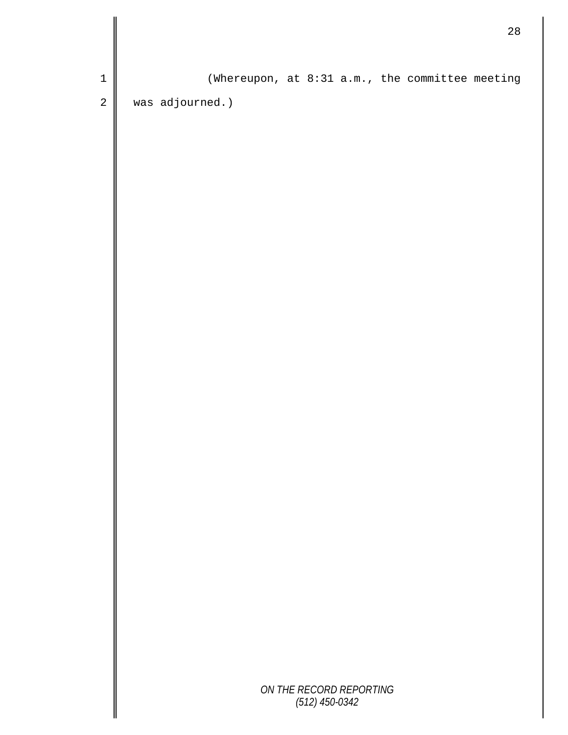(Whereupon, at 8:31 a.m., the committee meeting was adjourned.)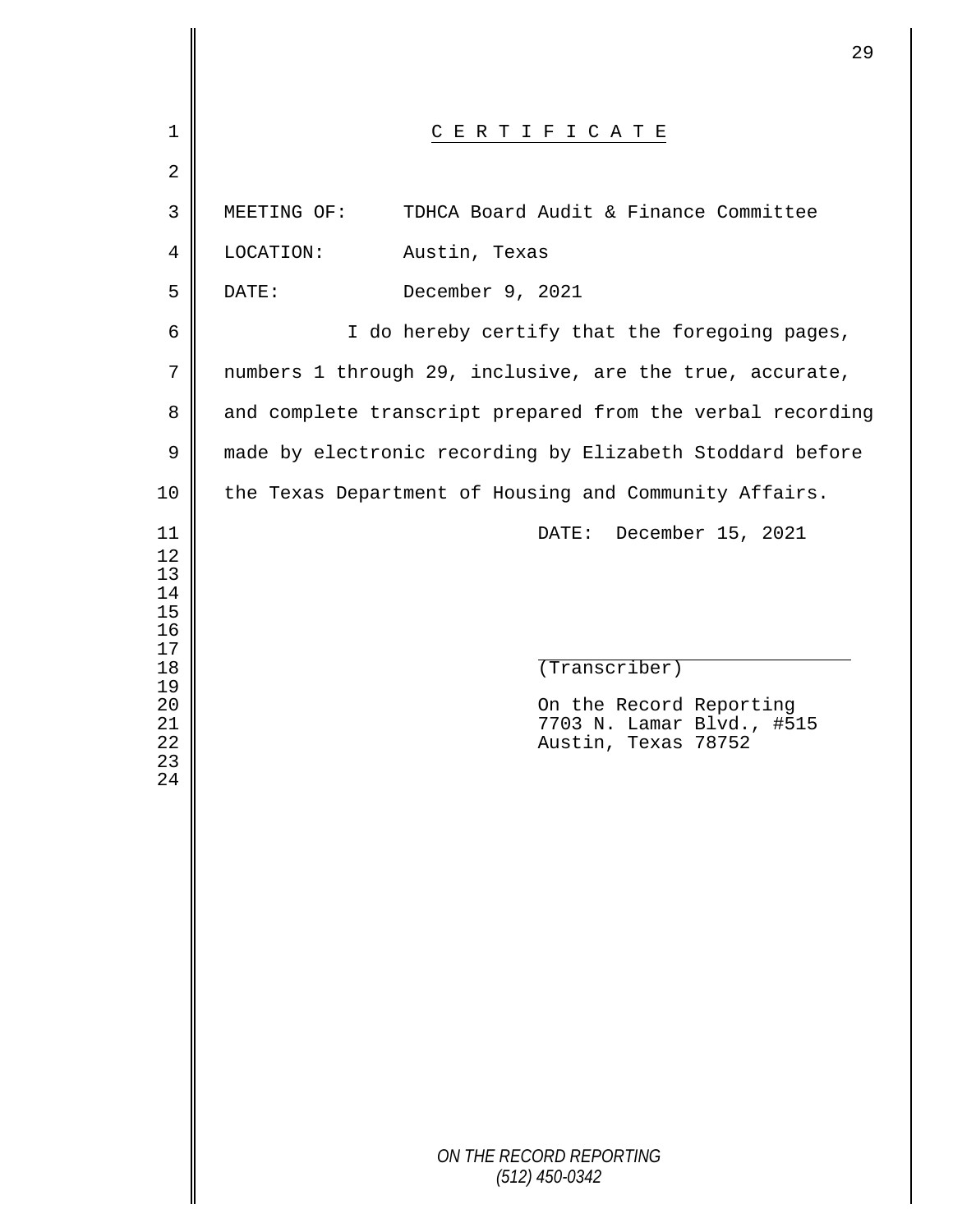# C E R T I F I C A T E

MEETING OF: TDHCA Board Audit & Finance Committee

LOCATION: Austin, Texas

DATE: December 9, 2021

I do hereby certify that the foregoing pages, numbers 1 through 29, inclusive, are the true, accurate, and complete transcript prepared from the verbal recording made by electronic recording by Elizabeth Stoddard before the Texas Department of Housing and Community Affairs.

DATE: December 15, 2021

(Transcriber)

On the Record Reporting
7703 N. Lamar Blvd., #515
Austin, Texas 78752